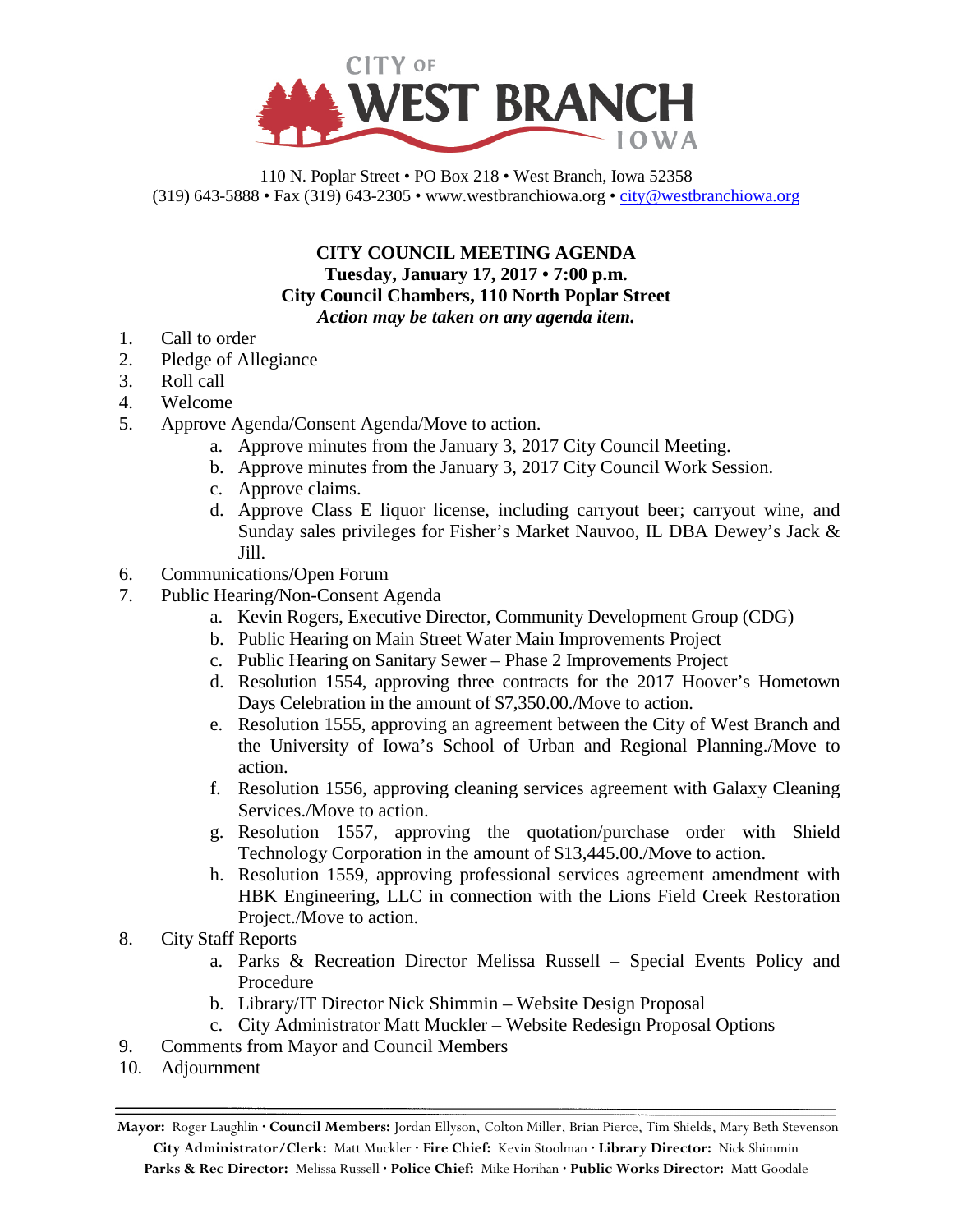# CITY OF WEST BRANCH IOWA

110 N. Poplar Street • PO Box 218 • West Branch, Iowa 52358
(319) 643-5888 • Fax (319) 643-2305 • www.westbranchiowa.org • city@westbranchiowa.org

**CITY COUNCIL MEETING AGENDA**
**Tuesday, January 17, 2017 • 7:00 p.m.**
**City Council Chambers, 110 North Poplar Street**
***Action may be taken on any agenda item.***

1. Call to order
2. Pledge of Allegiance
3. Roll call
4. Welcome
5. Approve Agenda/Consent Agenda/Move to action.
   a. Approve minutes from the January 3, 2017 City Council Meeting.
   b. Approve minutes from the January 3, 2017 City Council Work Session.
   c. Approve claims.
   d. Approve Class E liquor license, including carryout beer; carryout wine, and Sunday sales privileges for Fisher's Market Nauvoo, IL DBA Dewey's Jack & Jill.
6. Communications/Open Forum
7. Public Hearing/Non-Consent Agenda
   a. Kevin Rogers, Executive Director, Community Development Group (CDG)
   b. Public Hearing on Main Street Water Main Improvements Project
   c. Public Hearing on Sanitary Sewer – Phase 2 Improvements Project
   d. Resolution 1554, approving three contracts for the 2017 Hoover's Hometown Days Celebration in the amount of $7,350.00./Move to action.
   e. Resolution 1555, approving an agreement between the City of West Branch and the University of Iowa's School of Urban and Regional Planning./Move to action.
   f. Resolution 1556, approving cleaning services agreement with Galaxy Cleaning Services./Move to action.
   g. Resolution 1557, approving the quotation/purchase order with Shield Technology Corporation in the amount of $13,445.00./Move to action.
   h. Resolution 1559, approving professional services agreement amendment with HBK Engineering, LLC in connection with the Lions Field Creek Restoration Project./Move to action.
8. City Staff Reports
   a. Parks & Recreation Director Melissa Russell – Special Events Policy and Procedure
   b. Library/IT Director Nick Shimmin – Website Design Proposal
   c. City Administrator Matt Muckler – Website Redesign Proposal Options
9. Comments from Mayor and Council Members
10. Adjournment

---

**Mayor:** Roger Laughlin · **Council Members:** Jordan Ellyson, Colton Miller, Brian Pierce, Tim Shields, Mary Beth Stevenson
**City Administrator/Clerk:** Matt Muckler · **Fire Chief:** Kevin Stoolman · **Library Director:** Nick Shimmin
**Parks & Rec Director:** Melissa Russell · **Police Chief:** Mike Horihan · **Public Works Director:** Matt Goodale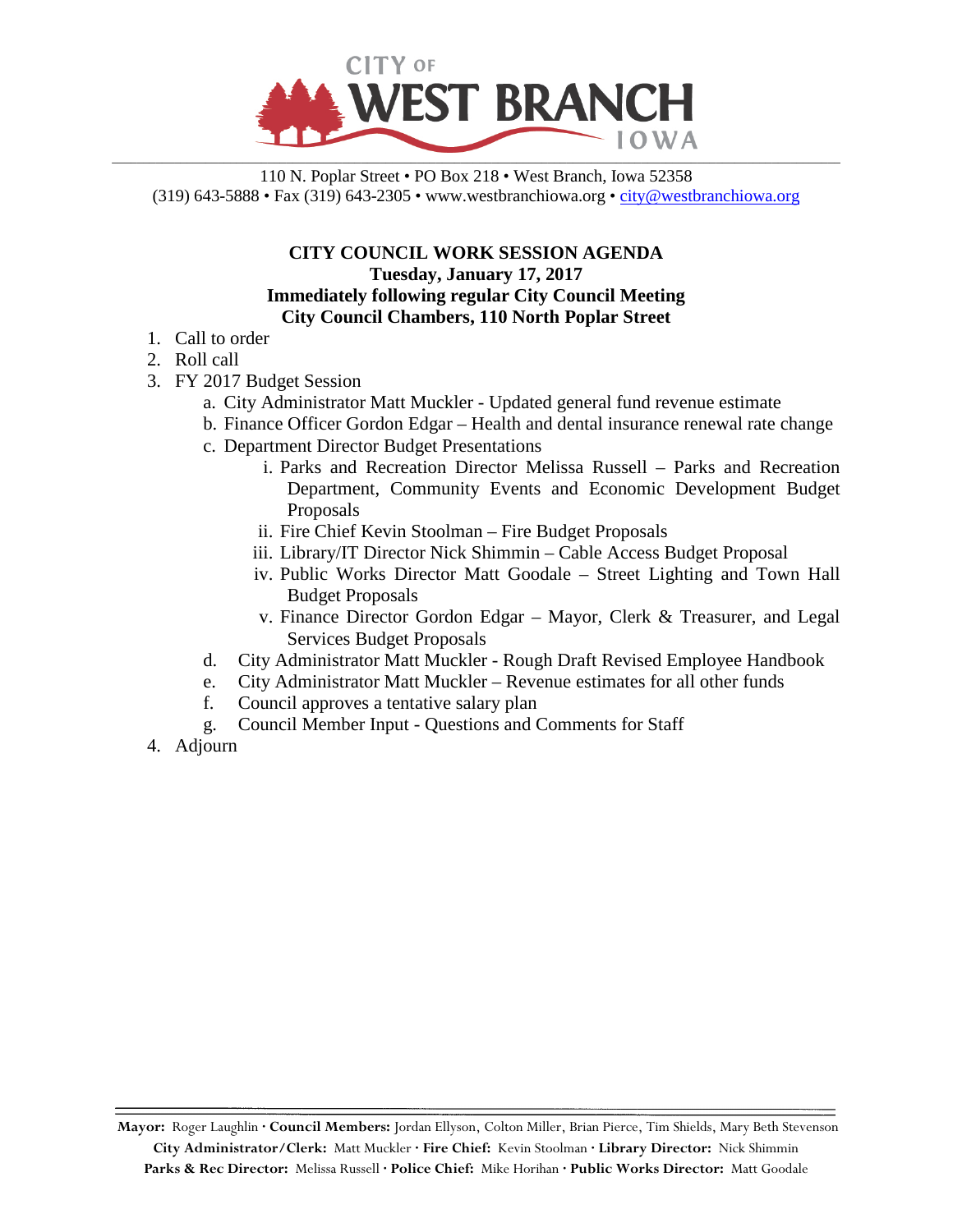CITY OF WEST BRANCH IOWA

110 N. Poplar Street • PO Box 218 • West Branch, Iowa 52358
(319) 643-5888 • Fax (319) 643-2305 • www.westbranchiowa.org • city@westbranchiowa.org

**CITY COUNCIL WORK SESSION AGENDA**
**Tuesday, January 17, 2017**
**Immediately following regular City Council Meeting**
**City Council Chambers, 110 North Poplar Street**

1. Call to order
2. Roll call
3. FY 2017 Budget Session
   a. City Administrator Matt Muckler - Updated general fund revenue estimate
   b. Finance Officer Gordon Edgar – Health and dental insurance renewal rate change
   c. Department Director Budget Presentations
      i. Parks and Recreation Director Melissa Russell – Parks and Recreation Department, Community Events and Economic Development Budget Proposals
      ii. Fire Chief Kevin Stoolman – Fire Budget Proposals
      iii. Library/IT Director Nick Shimmin – Cable Access Budget Proposal
      iv. Public Works Director Matt Goodale – Street Lighting and Town Hall Budget Proposals
      v. Finance Director Gordon Edgar – Mayor, Clerk & Treasurer, and Legal Services Budget Proposals
   d. City Administrator Matt Muckler - Rough Draft Revised Employee Handbook
   e. City Administrator Matt Muckler – Revenue estimates for all other funds
   f. Council approves a tentative salary plan
   g. Council Member Input - Questions and Comments for Staff
4. Adjourn

**Mayor:** Roger Laughlin · **Council Members:** Jordan Ellyson, Colton Miller, Brian Pierce, Tim Shields, Mary Beth Stevenson
**City Administrator/Clerk:** Matt Muckler · **Fire Chief:** Kevin Stoolman · **Library Director:** Nick Shimmin
**Parks & Rec Director:** Melissa Russell · **Police Chief:** Mike Horihan · **Public Works Director:** Matt Goodale